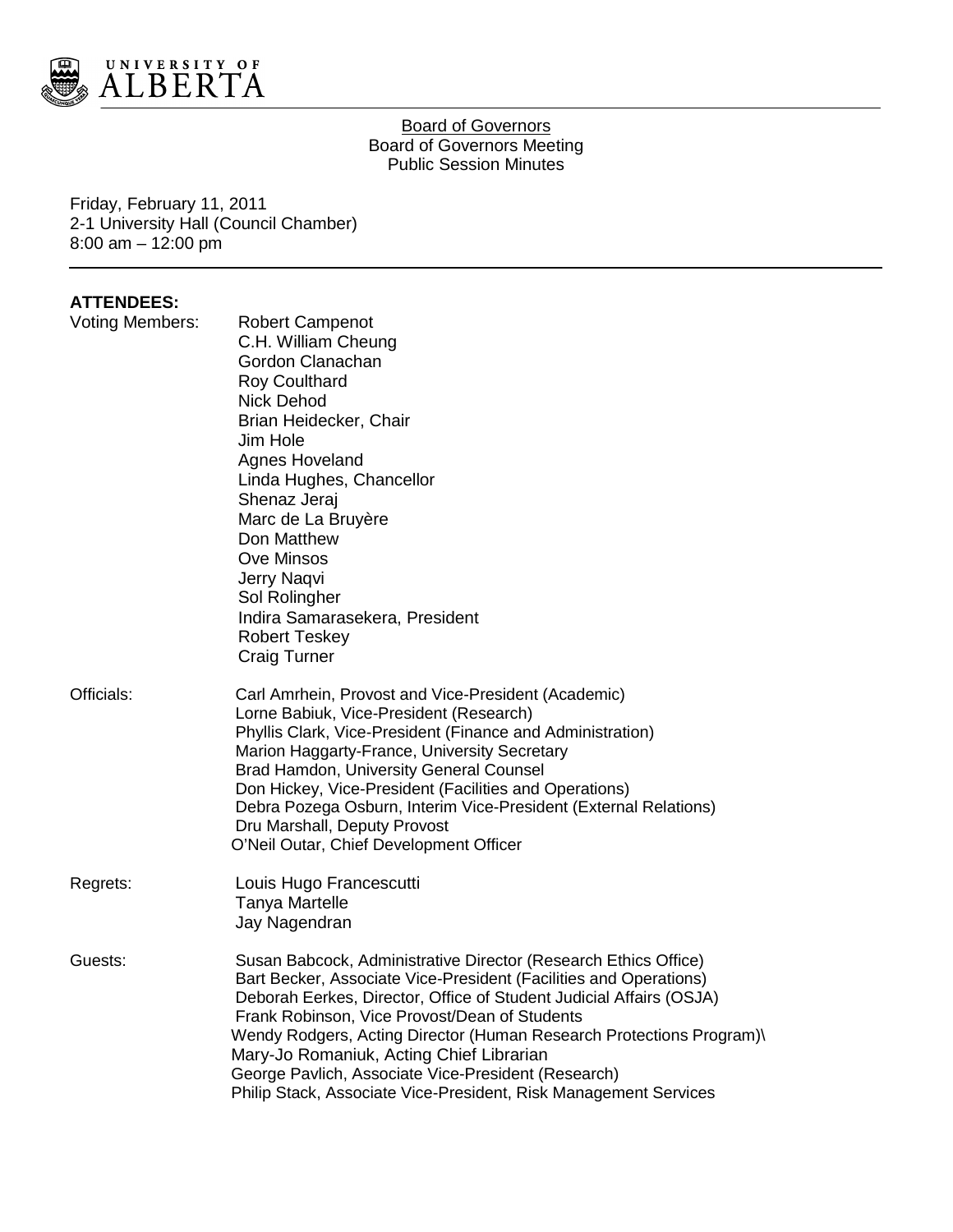UNIVERSITY OF ALBERTA

Board of Governors
Board of Governors Meeting
Public Session Minutes

Friday, February 11, 2011
2-1 University Hall (Council Chamber)
8:00 am – 12:00 pm

**ATTENDEES:**

Voting Members:
- Robert Campenot
- C.H. William Cheung
- Gordon Clanachan
- Roy Coulthard
- Nick Dehod
- Brian Heidecker, Chair
- Jim Hole
- Agnes Hoveland
- Linda Hughes, Chancellor
- Shenaz Jeraj
- Marc de La Bruyère
- Don Matthew
- Ove Minsos
- Jerry Naqvi
- Sol Rolingher
- Indira Samarasekera, President
- Robert Teskey
- Craig Turner

Officials:
- Carl Amrhein, Provost and Vice-President (Academic)
- Lorne Babiuk, Vice-President (Research)
- Phyllis Clark, Vice-President (Finance and Administration)
- Marion Haggarty-France, University Secretary
- Brad Hamdon, University General Counsel
- Don Hickey, Vice-President (Facilities and Operations)
- Debra Pozega Osburn, Interim Vice-President (External Relations)
- Dru Marshall, Deputy Provost
- O'Neil Outar, Chief Development Officer

Regrets:
- Louis Hugo Francescutti
- Tanya Martelle
- Jay Nagendran

Guests:
- Susan Babcock, Administrative Director (Research Ethics Office)
- Bart Becker, Associate Vice-President (Facilities and Operations)
- Deborah Eerkes, Director, Office of Student Judicial Affairs (OSJA)
- Frank Robinson, Vice Provost/Dean of Students
- Wendy Rodgers, Acting Director (Human Research Protections Program)\
- Mary-Jo Romaniuk, Acting Chief Librarian
- George Pavlich, Associate Vice-President (Research)
- Philip Stack, Associate Vice-President, Risk Management Services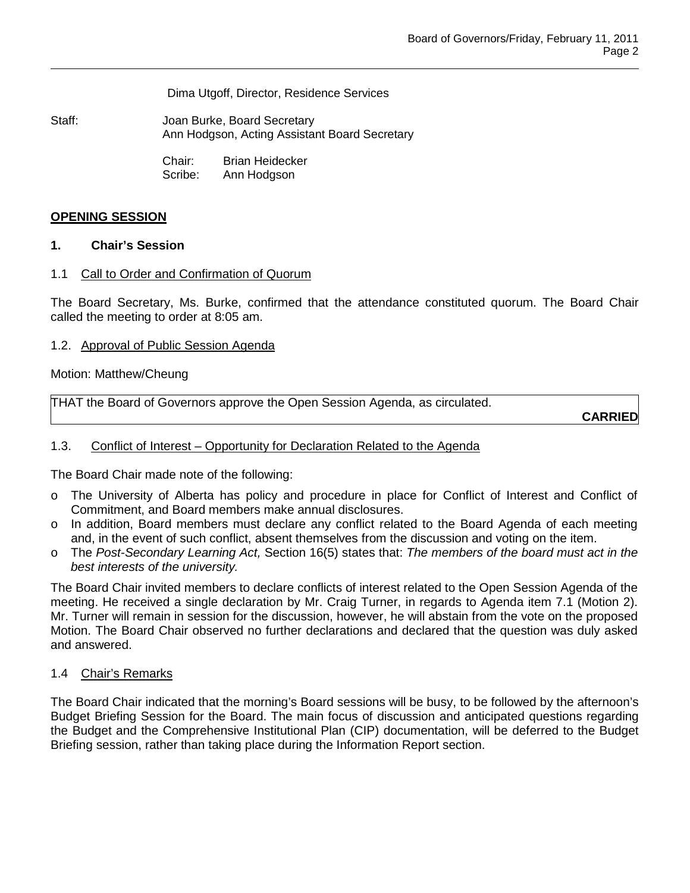Dima Utgoff, Director, Residence Services

Staff: Joan Burke, Board Secretary
Ann Hodgson, Acting Assistant Board Secretary

Chair: Brian Heidecker
Scribe: Ann Hodgson

## OPENING SESSION

### 1. Chair's Session

1.1 Call to Order and Confirmation of Quorum

The Board Secretary, Ms. Burke, confirmed that the attendance constituted quorum. The Board Chair called the meeting to order at 8:05 am.

1.2. Approval of Public Session Agenda

Motion: Matthew/Cheung

THAT the Board of Governors approve the Open Session Agenda, as circulated.

**CARRIED**

1.3. Conflict of Interest – Opportunity for Declaration Related to the Agenda

The Board Chair made note of the following:

- The University of Alberta has policy and procedure in place for Conflict of Interest and Conflict of Commitment, and Board members make annual disclosures.
- In addition, Board members must declare any conflict related to the Board Agenda of each meeting and, in the event of such conflict, absent themselves from the discussion and voting on the item.
- The *Post-Secondary Learning Act,* Section 16(5) states that: *The members of the board must act in the best interests of the university.*

The Board Chair invited members to declare conflicts of interest related to the Open Session Agenda of the meeting. He received a single declaration by Mr. Craig Turner, in regards to Agenda item 7.1 (Motion 2). Mr. Turner will remain in session for the discussion, however, he will abstain from the vote on the proposed Motion. The Board Chair observed no further declarations and declared that the question was duly asked and answered.

1.4 Chair's Remarks

The Board Chair indicated that the morning's Board sessions will be busy, to be followed by the afternoon's Budget Briefing Session for the Board. The main focus of discussion and anticipated questions regarding the Budget and the Comprehensive Institutional Plan (CIP) documentation, will be deferred to the Budget Briefing session, rather than taking place during the Information Report section.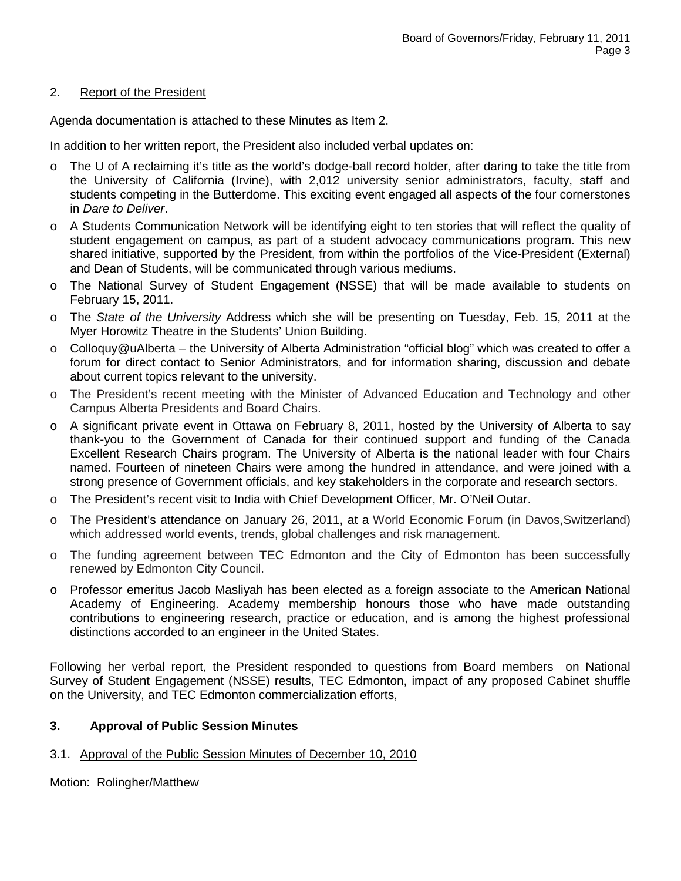2. Report of the President

Agenda documentation is attached to these Minutes as Item 2.

In addition to her written report, the President also included verbal updates on:

- The U of A reclaiming it's title as the world's dodge-ball record holder, after daring to take the title from the University of California (Irvine), with 2,012 university senior administrators, faculty, staff and students competing in the Butterdome. This exciting event engaged all aspects of the four cornerstones in *Dare to Deliver*.
- A Students Communication Network will be identifying eight to ten stories that will reflect the quality of student engagement on campus, as part of a student advocacy communications program. This new shared initiative, supported by the President, from within the portfolios of the Vice-President (External) and Dean of Students, will be communicated through various mediums.
- The National Survey of Student Engagement (NSSE) that will be made available to students on February 15, 2011.
- The *State of the University* Address which she will be presenting on Tuesday, Feb. 15, 2011 at the Myer Horowitz Theatre in the Students' Union Building.
- Colloquy@uAlberta – the University of Alberta Administration "official blog" which was created to offer a forum for direct contact to Senior Administrators, and for information sharing, discussion and debate about current topics relevant to the university.
- The President's recent meeting with the Minister of Advanced Education and Technology and other Campus Alberta Presidents and Board Chairs.
- A significant private event in Ottawa on February 8, 2011, hosted by the University of Alberta to say thank-you to the Government of Canada for their continued support and funding of the Canada Excellent Research Chairs program. The University of Alberta is the national leader with four Chairs named. Fourteen of nineteen Chairs were among the hundred in attendance, and were joined with a strong presence of Government officials, and key stakeholders in the corporate and research sectors.
- The President's recent visit to India with Chief Development Officer, Mr. O'Neil Outar.
- The President's attendance on January 26, 2011, at a World Economic Forum (in Davos,Switzerland) which addressed world events, trends, global challenges and risk management.
- The funding agreement between TEC Edmonton and the City of Edmonton has been successfully renewed by Edmonton City Council.
- Professor emeritus Jacob Masliyah has been elected as a foreign associate to the American National Academy of Engineering. Academy membership honours those who have made outstanding contributions to engineering research, practice or education, and is among the highest professional distinctions accorded to an engineer in the United States.

Following her verbal report, the President responded to questions from Board members on National Survey of Student Engagement (NSSE) results, TEC Edmonton, impact of any proposed Cabinet shuffle on the University, and TEC Edmonton commercialization efforts,

## 3. Approval of Public Session Minutes

3.1. Approval of the Public Session Minutes of December 10, 2010

Motion: Rolingher/Matthew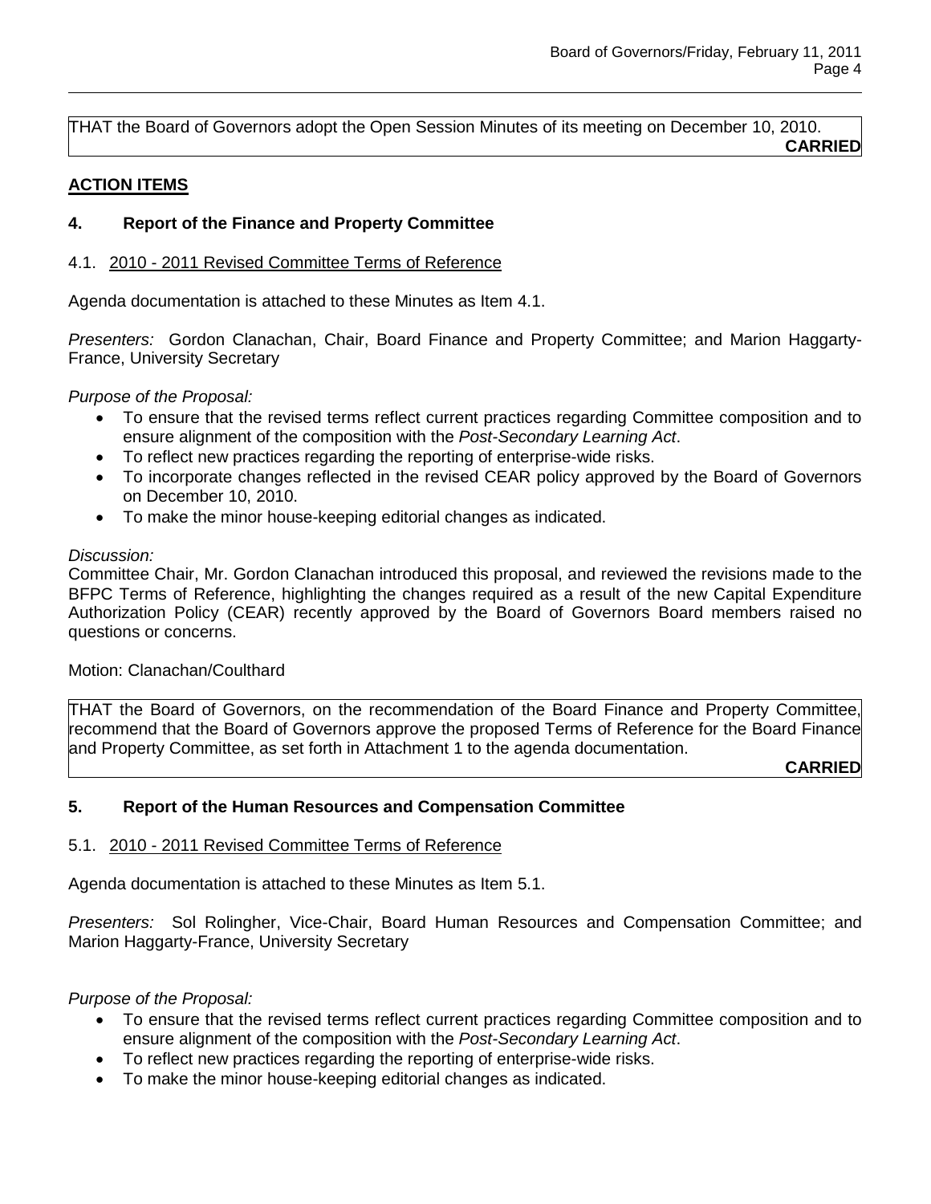THAT the Board of Governors adopt the Open Session Minutes of its meeting on December 10, 2010.

**CARRIED**

## ACTION ITEMS

### 4. Report of the Finance and Property Committee

4.1. 2010 - 2011 Revised Committee Terms of Reference

Agenda documentation is attached to these Minutes as Item 4.1.

*Presenters:* Gordon Clanachan, Chair, Board Finance and Property Committee; and Marion Haggarty-France, University Secretary

*Purpose of the Proposal:*

- To ensure that the revised terms reflect current practices regarding Committee composition and to ensure alignment of the composition with the *Post-Secondary Learning Act*.
- To reflect new practices regarding the reporting of enterprise-wide risks.
- To incorporate changes reflected in the revised CEAR policy approved by the Board of Governors on December 10, 2010.
- To make the minor house-keeping editorial changes as indicated.

*Discussion:*

Committee Chair, Mr. Gordon Clanachan introduced this proposal, and reviewed the revisions made to the BFPC Terms of Reference, highlighting the changes required as a result of the new Capital Expenditure Authorization Policy (CEAR) recently approved by the Board of Governors Board members raised no questions or concerns.

Motion: Clanachan/Coulthard

THAT the Board of Governors, on the recommendation of the Board Finance and Property Committee, recommend that the Board of Governors approve the proposed Terms of Reference for the Board Finance and Property Committee, as set forth in Attachment 1 to the agenda documentation.

**CARRIED**

### 5. Report of the Human Resources and Compensation Committee

5.1. 2010 - 2011 Revised Committee Terms of Reference

Agenda documentation is attached to these Minutes as Item 5.1.

*Presenters:* Sol Rolingher, Vice-Chair, Board Human Resources and Compensation Committee; and Marion Haggarty-France, University Secretary

*Purpose of the Proposal:*

- To ensure that the revised terms reflect current practices regarding Committee composition and to ensure alignment of the composition with the *Post-Secondary Learning Act*.
- To reflect new practices regarding the reporting of enterprise-wide risks.
- To make the minor house-keeping editorial changes as indicated.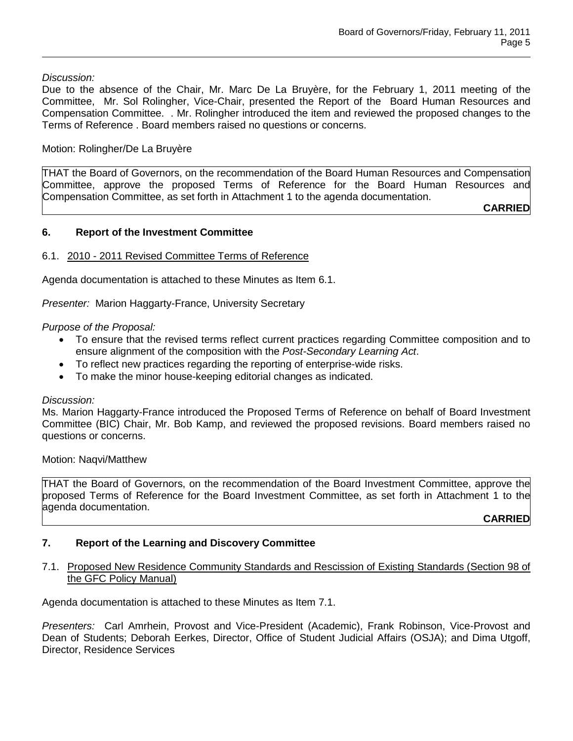*Discussion:*
Due to the absence of the Chair, Mr. Marc De La Bruyère, for the February 1, 2011 meeting of the Committee, Mr. Sol Rolingher, Vice-Chair, presented the Report of the Board Human Resources and Compensation Committee. . Mr. Rolingher introduced the item and reviewed the proposed changes to the Terms of Reference . Board members raised no questions or concerns.

Motion: Rolingher/De La Bruyère

> THAT the Board of Governors, on the recommendation of the Board Human Resources and Compensation Committee, approve the proposed Terms of Reference for the Board Human Resources and Compensation Committee, as set forth in Attachment 1 to the agenda documentation.
>
> **CARRIED**

## 6. Report of the Investment Committee

6.1. 2010 - 2011 Revised Committee Terms of Reference

Agenda documentation is attached to these Minutes as Item 6.1.

*Presenter:* Marion Haggarty-France, University Secretary

*Purpose of the Proposal:*

- To ensure that the revised terms reflect current practices regarding Committee composition and to ensure alignment of the composition with the *Post-Secondary Learning Act*.
- To reflect new practices regarding the reporting of enterprise-wide risks.
- To make the minor house-keeping editorial changes as indicated.

*Discussion:*
Ms. Marion Haggarty-France introduced the Proposed Terms of Reference on behalf of Board Investment Committee (BIC) Chair, Mr. Bob Kamp, and reviewed the proposed revisions. Board members raised no questions or concerns.

Motion: Naqvi/Matthew

> THAT the Board of Governors, on the recommendation of the Board Investment Committee, approve the proposed Terms of Reference for the Board Investment Committee, as set forth in Attachment 1 to the agenda documentation.
>
> **CARRIED**

## 7. Report of the Learning and Discovery Committee

7.1. Proposed New Residence Community Standards and Rescission of Existing Standards (Section 98 of the GFC Policy Manual)

Agenda documentation is attached to these Minutes as Item 7.1.

*Presenters:* Carl Amrhein, Provost and Vice-President (Academic), Frank Robinson, Vice-Provost and Dean of Students; Deborah Eerkes, Director, Office of Student Judicial Affairs (OSJA); and Dima Utgoff, Director, Residence Services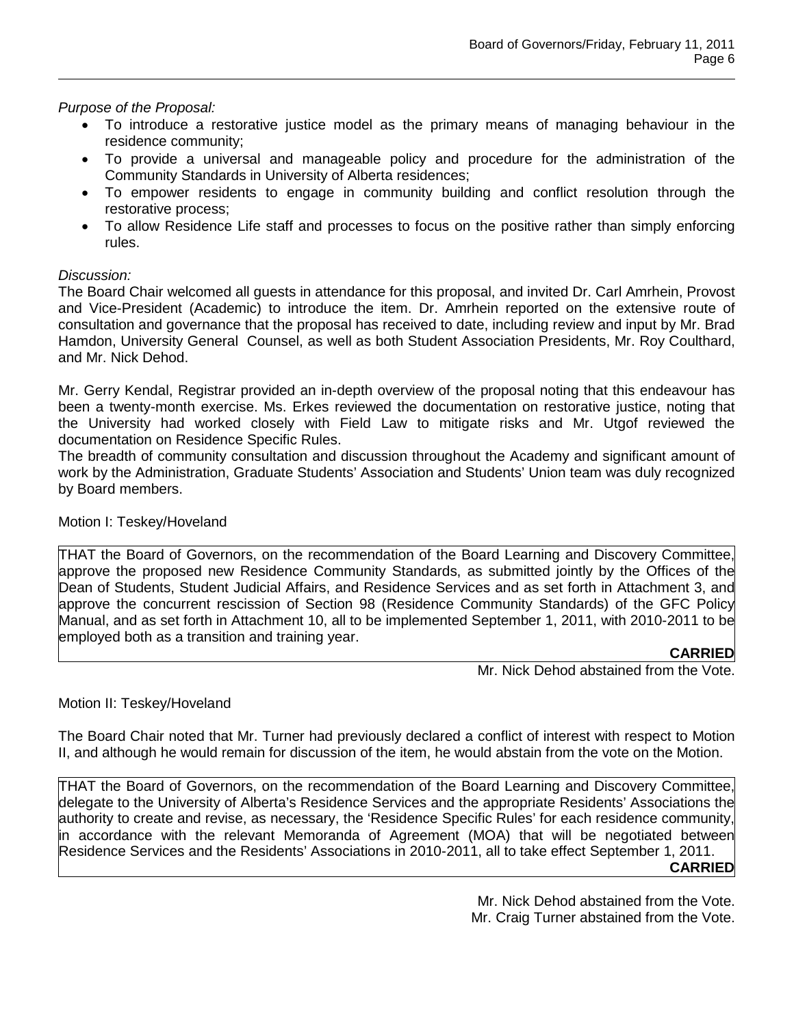*Purpose of the Proposal:*

- To introduce a restorative justice model as the primary means of managing behaviour in the residence community;
- To provide a universal and manageable policy and procedure for the administration of the Community Standards in University of Alberta residences;
- To empower residents to engage in community building and conflict resolution through the restorative process;
- To allow Residence Life staff and processes to focus on the positive rather than simply enforcing rules.

*Discussion:*

The Board Chair welcomed all guests in attendance for this proposal, and invited Dr. Carl Amrhein, Provost and Vice-President (Academic) to introduce the item. Dr. Amrhein reported on the extensive route of consultation and governance that the proposal has received to date, including review and input by Mr. Brad Hamdon, University General Counsel, as well as both Student Association Presidents, Mr. Roy Coulthard, and Mr. Nick Dehod.

Mr. Gerry Kendal, Registrar provided an in-depth overview of the proposal noting that this endeavour has been a twenty-month exercise. Ms. Erkes reviewed the documentation on restorative justice, noting that the University had worked closely with Field Law to mitigate risks and Mr. Utgof reviewed the documentation on Residence Specific Rules.

The breadth of community consultation and discussion throughout the Academy and significant amount of work by the Administration, Graduate Students' Association and Students' Union team was duly recognized by Board members.

Motion I: Teskey/Hoveland

THAT the Board of Governors, on the recommendation of the Board Learning and Discovery Committee, approve the proposed new Residence Community Standards, as submitted jointly by the Offices of the Dean of Students, Student Judicial Affairs, and Residence Services and as set forth in Attachment 3, and approve the concurrent rescission of Section 98 (Residence Community Standards) of the GFC Policy Manual, and as set forth in Attachment 10, all to be implemented September 1, 2011, with 2010-2011 to be employed both as a transition and training year.

**CARRIED**

Mr. Nick Dehod abstained from the Vote.

Motion II: Teskey/Hoveland

The Board Chair noted that Mr. Turner had previously declared a conflict of interest with respect to Motion II, and although he would remain for discussion of the item, he would abstain from the vote on the Motion.

THAT the Board of Governors, on the recommendation of the Board Learning and Discovery Committee, delegate to the University of Alberta's Residence Services and the appropriate Residents' Associations the authority to create and revise, as necessary, the 'Residence Specific Rules' for each residence community, in accordance with the relevant Memoranda of Agreement (MOA) that will be negotiated between Residence Services and the Residents' Associations in 2010-2011, all to take effect September 1, 2011.

**CARRIED**

Mr. Nick Dehod abstained from the Vote.
Mr. Craig Turner abstained from the Vote.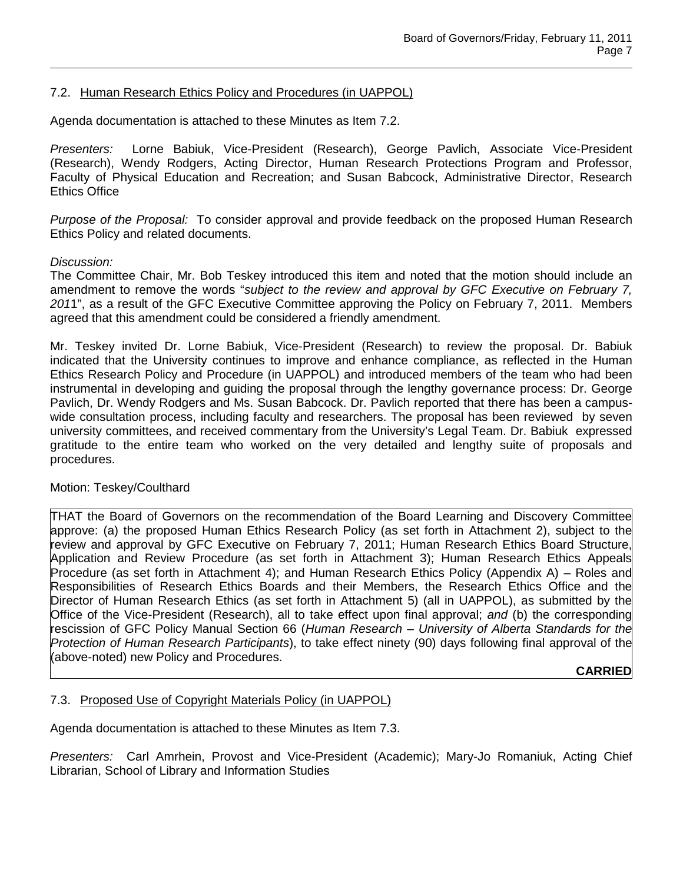## 7.2. Human Research Ethics Policy and Procedures (in UAPPOL)

Agenda documentation is attached to these Minutes as Item 7.2.

*Presenters:* Lorne Babiuk, Vice-President (Research), George Pavlich, Associate Vice-President (Research), Wendy Rodgers, Acting Director, Human Research Protections Program and Professor, Faculty of Physical Education and Recreation; and Susan Babcock, Administrative Director, Research Ethics Office

*Purpose of the Proposal:* To consider approval and provide feedback on the proposed Human Research Ethics Policy and related documents.

*Discussion:*
The Committee Chair, Mr. Bob Teskey introduced this item and noted that the motion should include an amendment to remove the words "*subject to the review and approval by GFC Executive on February 7, 201*1", as a result of the GFC Executive Committee approving the Policy on February 7, 2011. Members agreed that this amendment could be considered a friendly amendment.

Mr. Teskey invited Dr. Lorne Babiuk, Vice-President (Research) to review the proposal. Dr. Babiuk indicated that the University continues to improve and enhance compliance, as reflected in the Human Ethics Research Policy and Procedure (in UAPPOL) and introduced members of the team who had been instrumental in developing and guiding the proposal through the lengthy governance process: Dr. George Pavlich, Dr. Wendy Rodgers and Ms. Susan Babcock. Dr. Pavlich reported that there has been a campus-wide consultation process, including faculty and researchers. The proposal has been reviewed by seven university committees, and received commentary from the University's Legal Team. Dr. Babiuk expressed gratitude to the entire team who worked on the very detailed and lengthy suite of proposals and procedures.

Motion: Teskey/Coulthard

THAT the Board of Governors on the recommendation of the Board Learning and Discovery Committee approve: (a) the proposed Human Ethics Research Policy (as set forth in Attachment 2), subject to the review and approval by GFC Executive on February 7, 2011; Human Research Ethics Board Structure, Application and Review Procedure (as set forth in Attachment 3); Human Research Ethics Appeals Procedure (as set forth in Attachment 4); and Human Research Ethics Policy (Appendix A) – Roles and Responsibilities of Research Ethics Boards and their Members, the Research Ethics Office and the Director of Human Research Ethics (as set forth in Attachment 5) (all in UAPPOL), as submitted by the Office of the Vice-President (Research), all to take effect upon final approval; *and* (b) the corresponding rescission of GFC Policy Manual Section 66 (*Human Research – University of Alberta Standards for the Protection of Human Research Participants*), to take effect ninety (90) days following final approval of the (above-noted) new Policy and Procedures.

**CARRIED**

## 7.3. Proposed Use of Copyright Materials Policy (in UAPPOL)

Agenda documentation is attached to these Minutes as Item 7.3.

*Presenters:* Carl Amrhein, Provost and Vice-President (Academic); Mary-Jo Romaniuk, Acting Chief Librarian, School of Library and Information Studies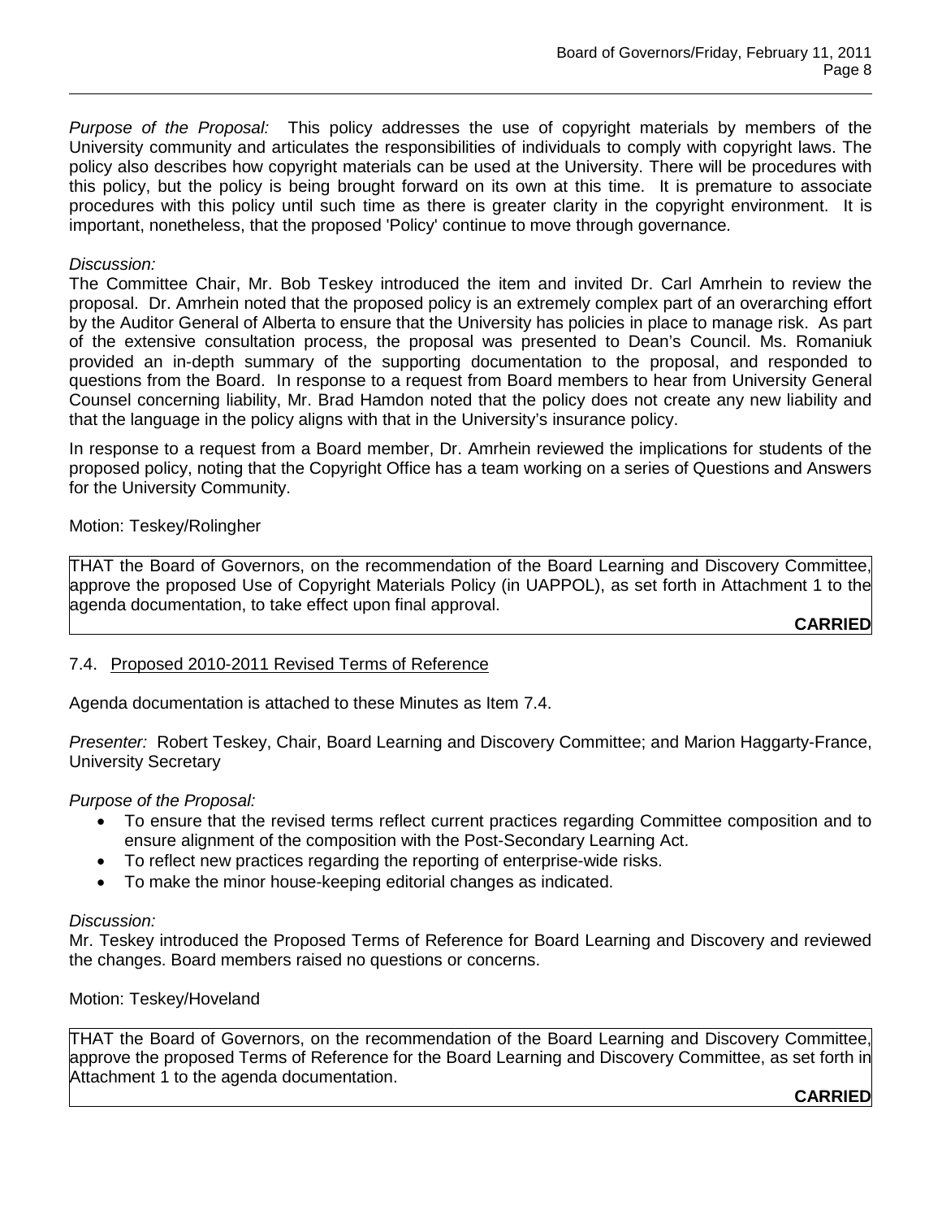*Purpose of the Proposal:* This policy addresses the use of copyright materials by members of the University community and articulates the responsibilities of individuals to comply with copyright laws. The policy also describes how copyright materials can be used at the University. There will be procedures with this policy, but the policy is being brought forward on its own at this time. It is premature to associate procedures with this policy until such time as there is greater clarity in the copyright environment. It is important, nonetheless, that the proposed 'Policy' continue to move through governance.

*Discussion:*

The Committee Chair, Mr. Bob Teskey introduced the item and invited Dr. Carl Amrhein to review the proposal. Dr. Amrhein noted that the proposed policy is an extremely complex part of an overarching effort by the Auditor General of Alberta to ensure that the University has policies in place to manage risk. As part of the extensive consultation process, the proposal was presented to Dean's Council. Ms. Romaniuk provided an in-depth summary of the supporting documentation to the proposal, and responded to questions from the Board. In response to a request from Board members to hear from University General Counsel concerning liability, Mr. Brad Hamdon noted that the policy does not create any new liability and that the language in the policy aligns with that in the University's insurance policy.

In response to a request from a Board member, Dr. Amrhein reviewed the implications for students of the proposed policy, noting that the Copyright Office has a team working on a series of Questions and Answers for the University Community.

Motion: Teskey/Rolingher

THAT the Board of Governors, on the recommendation of the Board Learning and Discovery Committee, approve the proposed Use of Copyright Materials Policy (in UAPPOL), as set forth in Attachment 1 to the agenda documentation, to take effect upon final approval.

**CARRIED**

### 7.4. Proposed 2010-2011 Revised Terms of Reference

Agenda documentation is attached to these Minutes as Item 7.4.

*Presenter:* Robert Teskey, Chair, Board Learning and Discovery Committee; and Marion Haggarty-France, University Secretary

*Purpose of the Proposal:*

- To ensure that the revised terms reflect current practices regarding Committee composition and to ensure alignment of the composition with the Post-Secondary Learning Act.
- To reflect new practices regarding the reporting of enterprise-wide risks.
- To make the minor house-keeping editorial changes as indicated.

*Discussion:*

Mr. Teskey introduced the Proposed Terms of Reference for Board Learning and Discovery and reviewed the changes. Board members raised no questions or concerns.

Motion: Teskey/Hoveland

THAT the Board of Governors, on the recommendation of the Board Learning and Discovery Committee, approve the proposed Terms of Reference for the Board Learning and Discovery Committee, as set forth in Attachment 1 to the agenda documentation.

**CARRIED**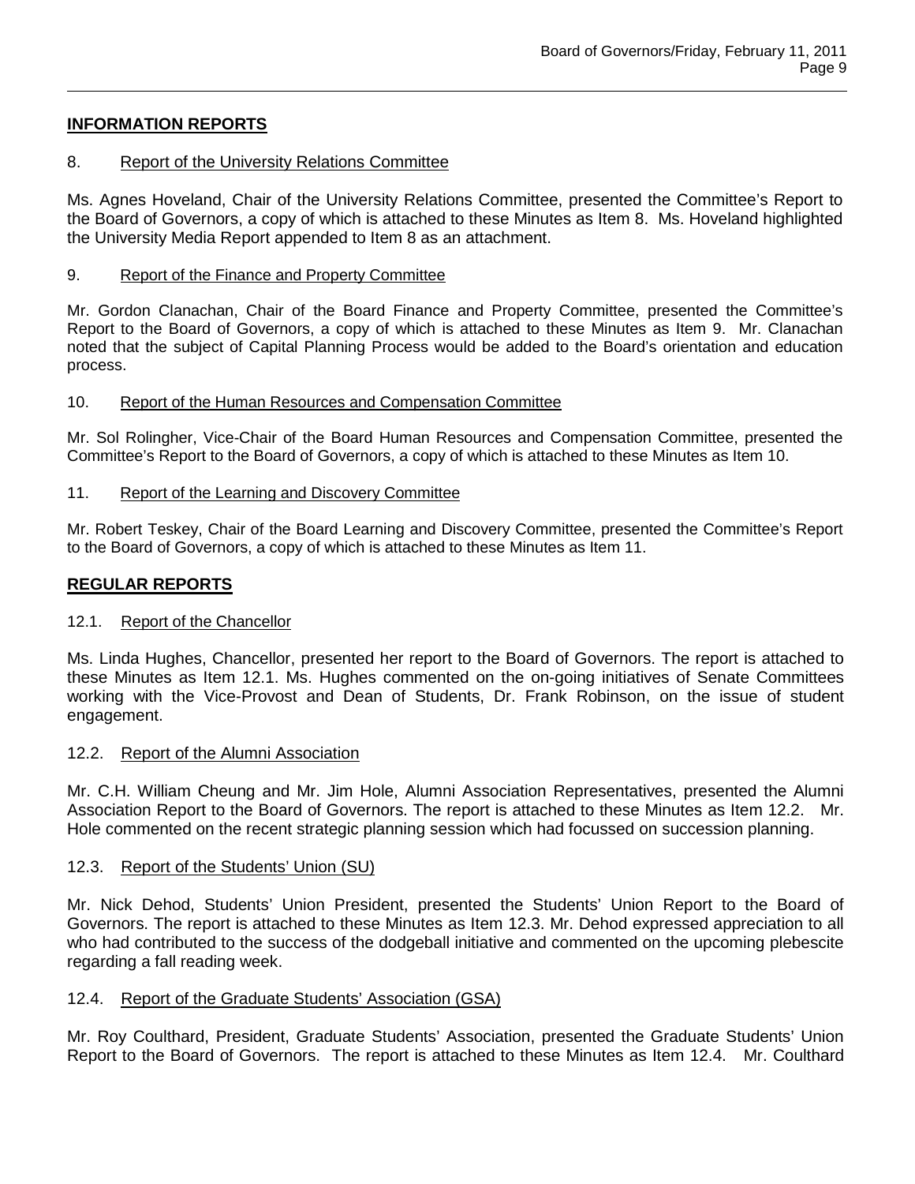## INFORMATION REPORTS

### 8. Report of the University Relations Committee

Ms. Agnes Hoveland, Chair of the University Relations Committee, presented the Committee's Report to the Board of Governors, a copy of which is attached to these Minutes as Item 8. Ms. Hoveland highlighted the University Media Report appended to Item 8 as an attachment.

### 9. Report of the Finance and Property Committee

Mr. Gordon Clanachan, Chair of the Board Finance and Property Committee, presented the Committee's Report to the Board of Governors, a copy of which is attached to these Minutes as Item 9. Mr. Clanachan noted that the subject of Capital Planning Process would be added to the Board's orientation and education process.

### 10. Report of the Human Resources and Compensation Committee

Mr. Sol Rolingher, Vice-Chair of the Board Human Resources and Compensation Committee, presented the Committee's Report to the Board of Governors, a copy of which is attached to these Minutes as Item 10.

### 11. Report of the Learning and Discovery Committee

Mr. Robert Teskey, Chair of the Board Learning and Discovery Committee, presented the Committee's Report to the Board of Governors, a copy of which is attached to these Minutes as Item 11.

## REGULAR REPORTS

### 12.1. Report of the Chancellor

Ms. Linda Hughes, Chancellor, presented her report to the Board of Governors. The report is attached to these Minutes as Item 12.1. Ms. Hughes commented on the on-going initiatives of Senate Committees working with the Vice-Provost and Dean of Students, Dr. Frank Robinson, on the issue of student engagement.

### 12.2. Report of the Alumni Association

Mr. C.H. William Cheung and Mr. Jim Hole, Alumni Association Representatives, presented the Alumni Association Report to the Board of Governors. The report is attached to these Minutes as Item 12.2. Mr. Hole commented on the recent strategic planning session which had focussed on succession planning.

### 12.3. Report of the Students' Union (SU)

Mr. Nick Dehod, Students' Union President, presented the Students' Union Report to the Board of Governors. The report is attached to these Minutes as Item 12.3. Mr. Dehod expressed appreciation to all who had contributed to the success of the dodgeball initiative and commented on the upcoming plebescite regarding a fall reading week.

### 12.4. Report of the Graduate Students' Association (GSA)

Mr. Roy Coulthard, President, Graduate Students' Association, presented the Graduate Students' Union Report to the Board of Governors. The report is attached to these Minutes as Item 12.4. Mr. Coulthard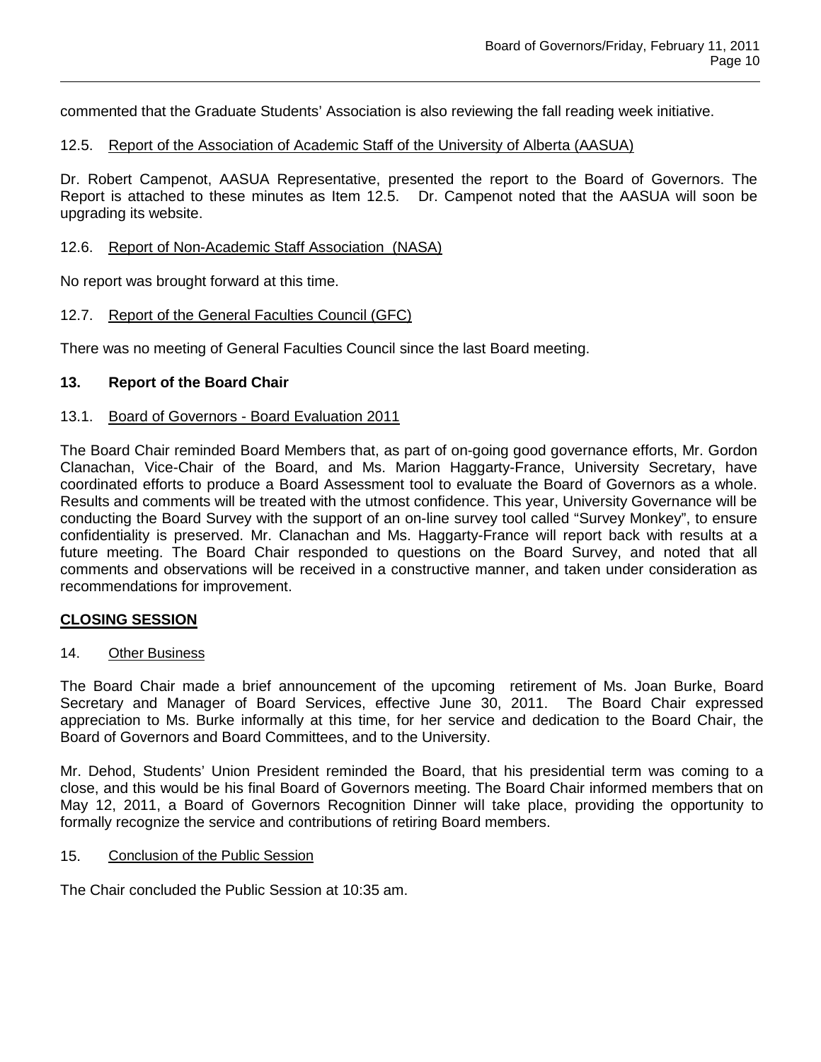commented that the Graduate Students' Association is also reviewing the fall reading week initiative.

12.5. Report of the Association of Academic Staff of the University of Alberta (AASUA)

Dr. Robert Campenot, AASUA Representative, presented the report to the Board of Governors. The Report is attached to these minutes as Item 12.5. Dr. Campenot noted that the AASUA will soon be upgrading its website.

12.6. Report of Non-Academic Staff Association (NASA)

No report was brought forward at this time.

12.7. Report of the General Faculties Council (GFC)

There was no meeting of General Faculties Council since the last Board meeting.

## 13. Report of the Board Chair

13.1. Board of Governors - Board Evaluation 2011

The Board Chair reminded Board Members that, as part of on-going good governance efforts, Mr. Gordon Clanachan, Vice-Chair of the Board, and Ms. Marion Haggarty-France, University Secretary, have coordinated efforts to produce a Board Assessment tool to evaluate the Board of Governors as a whole. Results and comments will be treated with the utmost confidence. This year, University Governance will be conducting the Board Survey with the support of an on-line survey tool called "Survey Monkey", to ensure confidentiality is preserved. Mr. Clanachan and Ms. Haggarty-France will report back with results at a future meeting. The Board Chair responded to questions on the Board Survey, and noted that all comments and observations will be received in a constructive manner, and taken under consideration as recommendations for improvement.

## CLOSING SESSION

14. Other Business

The Board Chair made a brief announcement of the upcoming retirement of Ms. Joan Burke, Board Secretary and Manager of Board Services, effective June 30, 2011. The Board Chair expressed appreciation to Ms. Burke informally at this time, for her service and dedication to the Board Chair, the Board of Governors and Board Committees, and to the University.

Mr. Dehod, Students' Union President reminded the Board, that his presidential term was coming to a close, and this would be his final Board of Governors meeting. The Board Chair informed members that on May 12, 2011, a Board of Governors Recognition Dinner will take place, providing the opportunity to formally recognize the service and contributions of retiring Board members.

15. Conclusion of the Public Session

The Chair concluded the Public Session at 10:35 am.